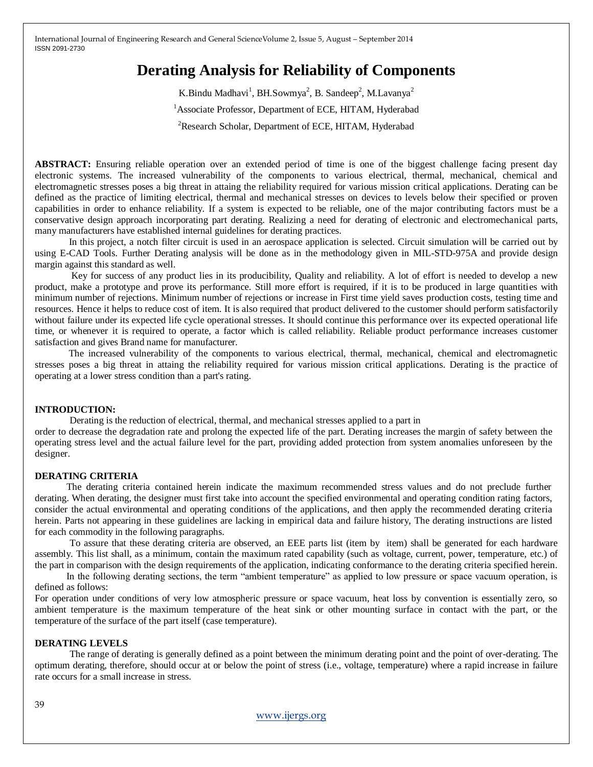# Derating Analysis for Reliability of Components

K.Bindu Madhavi[1], BH.Sowmya[2], B. Sandeep[2], M.Lavanya[2]

[1]Associate Professor, Department of ECE, HITAM, Hyderabad

[2]Research Scholar, Department of ECE, HITAM, Hyderabad

**ABSTRACT:** Ensuring reliable operation over an extended period of time is one of the biggest challenge facing present day electronic systems. The increased vulnerability of the components to various electrical, thermal, mechanical, chemical and electromagnetic stresses poses a big threat in attaing the reliability required for various mission critical applications. Derating can be defined as the practice of limiting electrical, thermal and mechanical stresses on devices to levels below their specified or proven capabilities in order to enhance reliability. If a system is expected to be reliable, one of the major contributing factors must be a conservative design approach incorporating part derating. Realizing a need for derating of electronic and electromechanical parts, many manufacturers have established internal guidelines for derating practices.

In this project, a notch filter circuit is used in an aerospace application is selected. Circuit simulation will be carried out by using E-CAD Tools. Further Derating analysis will be done as in the methodology given in MIL-STD-975A and provide design margin against this standard as well.

Key for success of any product lies in its producibility, Quality and reliability. A lot of effort is needed to develop a new product, make a prototype and prove its performance. Still more effort is required, if it is to be produced in large quantities with minimum number of rejections. Minimum number of rejections or increase in First time yield saves production costs, testing time and resources. Hence it helps to reduce cost of item. It is also required that product delivered to the customer should perform satisfactorily without failure under its expected life cycle operational stresses. It should continue this performance over its expected operational life time, or whenever it is required to operate, a factor which is called reliability. Reliable product performance increases customer satisfaction and gives Brand name for manufacturer.

The increased vulnerability of the components to various electrical, thermal, mechanical, chemical and electromagnetic stresses poses a big threat in attaing the reliability required for various mission critical applications. Derating is the practice of operating at a lower stress condition than a part's rating.

## INTRODUCTION:

Derating is the reduction of electrical, thermal, and mechanical stresses applied to a part in order to decrease the degradation rate and prolong the expected life of the part. Derating increases the margin of safety between the operating stress level and the actual failure level for the part, providing added protection from system anomalies unforeseen by the designer.

## DERATING CRITERIA

The derating criteria contained herein indicate the maximum recommended stress values and do not preclude further derating. When derating, the designer must first take into account the specified environmental and operating condition rating factors, consider the actual environmental and operating conditions of the applications, and then apply the recommended derating criteria herein. Parts not appearing in these guidelines are lacking in empirical data and failure history, The derating instructions are listed for each commodity in the following paragraphs.

To assure that these derating criteria are observed, an EEE parts list (item by item) shall be generated for each hardware assembly. This list shall, as a minimum, contain the maximum rated capability (such as voltage, current, power, temperature, etc.) of the part in comparison with the design requirements of the application, indicating conformance to the derating criteria specified herein.

In the following derating sections, the term "ambient temperature" as applied to low pressure or space vacuum operation, is defined as follows:

For operation under conditions of very low atmospheric pressure or space vacuum, heat loss by convention is essentially zero, so ambient temperature is the maximum temperature of the heat sink or other mounting surface in contact with the part, or the temperature of the surface of the part itself (case temperature).

## DERATING LEVELS

The range of derating is generally defined as a point between the minimum derating point and the point of over-derating. The optimum derating, therefore, should occur at or below the point of stress (i.e., voltage, temperature) where a rapid increase in failure rate occurs for a small increase in stress.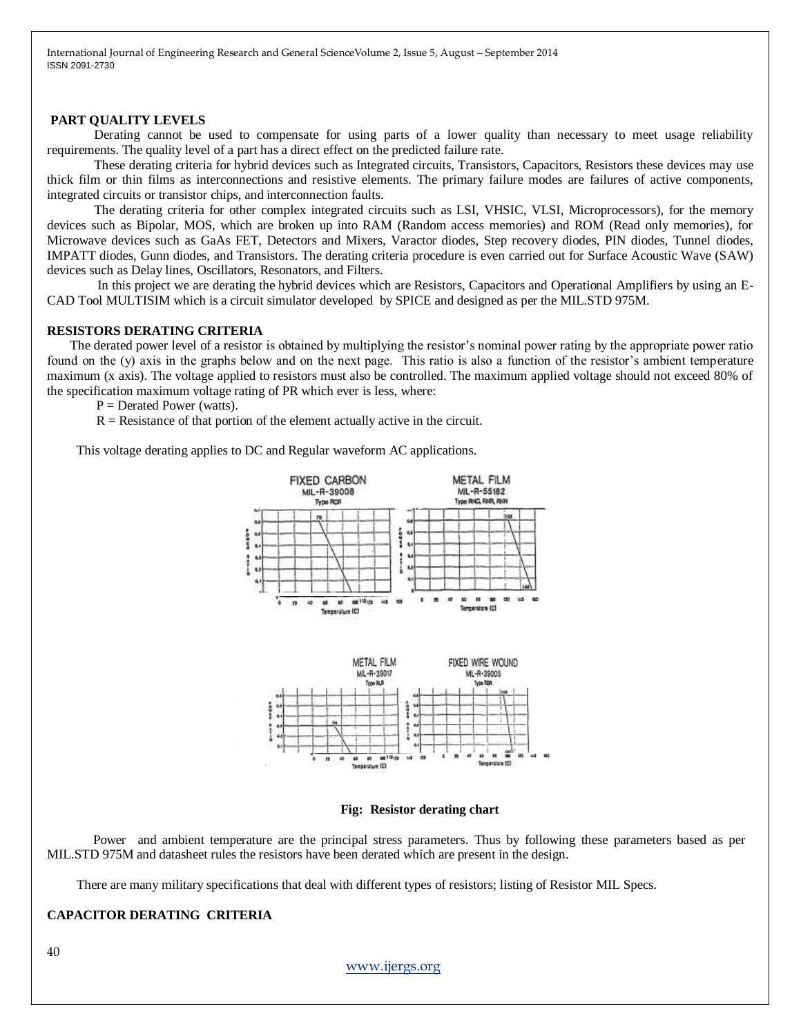## PART QUALITY LEVELS

Derating cannot be used to compensate for using parts of a lower quality than necessary to meet usage reliability requirements. The quality level of a part has a direct effect on the predicted failure rate.

These derating criteria for hybrid devices such as Integrated circuits, Transistors, Capacitors, Resistors these devices may use thick film or thin films as interconnections and resistive elements. The primary failure modes are failures of active components, integrated circuits or transistor chips, and interconnection faults.

The derating criteria for other complex integrated circuits such as LSI, VHSIC, VLSI, Microprocessors), for the memory devices such as Bipolar, MOS, which are broken up into RAM (Random access memories) and ROM (Read only memories), for Microwave devices such as GaAs FET, Detectors and Mixers, Varactor diodes, Step recovery diodes, PIN diodes, Tunnel diodes, IMPATT diodes, Gunn diodes, and Transistors. The derating criteria procedure is even carried out for Surface Acoustic Wave (SAW) devices such as Delay lines, Oscillators, Resonators, and Filters.

In this project we are derating the hybrid devices which are Resistors, Capacitors and Operational Amplifiers by using an E-CAD Tool MULTISIM which is a circuit simulator developed by SPICE and designed as per the MIL.STD 975M.

## RESISTORS DERATING CRITERIA

The derated power level of a resistor is obtained by multiplying the resistor's nominal power rating by the appropriate power ratio found on the (y) axis in the graphs below and on the next page. This ratio is also a function of the resistor's ambient temperature maximum (x axis). The voltage applied to resistors must also be controlled. The maximum applied voltage should not exceed 80% of the specification maximum voltage rating of PR which ever is less, where:

P = Derated Power (watts).

R = Resistance of that portion of the element actually active in the circuit.

This voltage derating applies to DC and Regular waveform AC applications.

**Fig: Resistor derating chart**

Power and ambient temperature are the principal stress parameters. Thus by following these parameters based as per MIL.STD 975M and datasheet rules the resistors have been derated which are present in the design.

There are many military specifications that deal with different types of resistors; listing of Resistor MIL Specs.

## CAPACITOR DERATING CRITERIA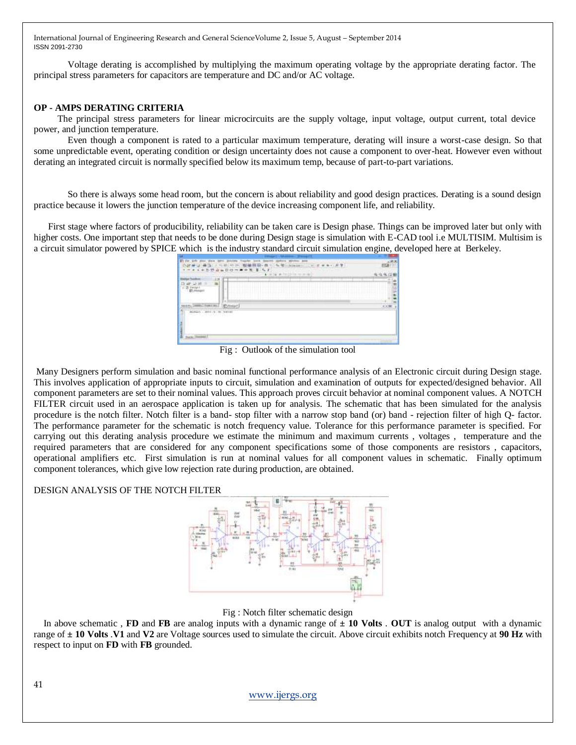Voltage derating is accomplished by multiplying the maximum operating voltage by the appropriate derating factor. The principal stress parameters for capacitors are temperature and DC and/or AC voltage.

## OP - AMPS DERATING CRITERIA

The principal stress parameters for linear microcircuits are the supply voltage, input voltage, output current, total device power, and junction temperature.

Even though a component is rated to a particular maximum temperature, derating will insure a worst-case design. So that some unpredictable event, operating condition or design uncertainty does not cause a component to over-heat. However even without derating an integrated circuit is normally specified below its maximum temp, because of part-to-part variations.

So there is always some head room, but the concern is about reliability and good design practices. Derating is a sound design practice because it lowers the junction temperature of the device increasing component life, and reliability.

First stage where factors of producibility, reliability can be taken care is Design phase. Things can be improved later but only with higher costs. One important step that needs to be done during Design stage is simulation with E-CAD tool i.e MULTISIM. Multisim is a circuit simulator powered by SPICE which is the industry standard circuit simulation engine, developed here at Berkeley.

Fig : Outlook of the simulation tool

Many Designers perform simulation and basic nominal functional performance analysis of an Electronic circuit during Design stage. This involves application of appropriate inputs to circuit, simulation and examination of outputs for expected/designed behavior. All component parameters are set to their nominal values. This approach proves circuit behavior at nominal component values. A NOTCH FILTER circuit used in an aerospace application is taken up for analysis. The schematic that has been simulated for the analysis procedure is the notch filter. Notch filter is a band- stop filter with a narrow stop band (or) band - rejection filter of high Q- factor. The performance parameter for the schematic is notch frequency value. Tolerance for this performance parameter is specified. For carrying out this derating analysis procedure we estimate the minimum and maximum currents , voltages , temperature and the required parameters that are considered for any component specifications some of those components are resistors , capacitors, operational amplifiers etc. First simulation is run at nominal values for all component values in schematic. Finally optimum component tolerances, which give low rejection rate during production, are obtained.

DESIGN ANALYSIS OF THE NOTCH FILTER

Fig : Notch filter schematic design

In above schematic , **FD** and **FB** are analog inputs with a dynamic range of **± 10 Volts** . **OUT** is analog output with a dynamic range of **± 10 Volts** .**V1** and **V2** are Voltage sources used to simulate the circuit. Above circuit exhibits notch Frequency at **90 Hz** with respect to input on **FD** with **FB** grounded.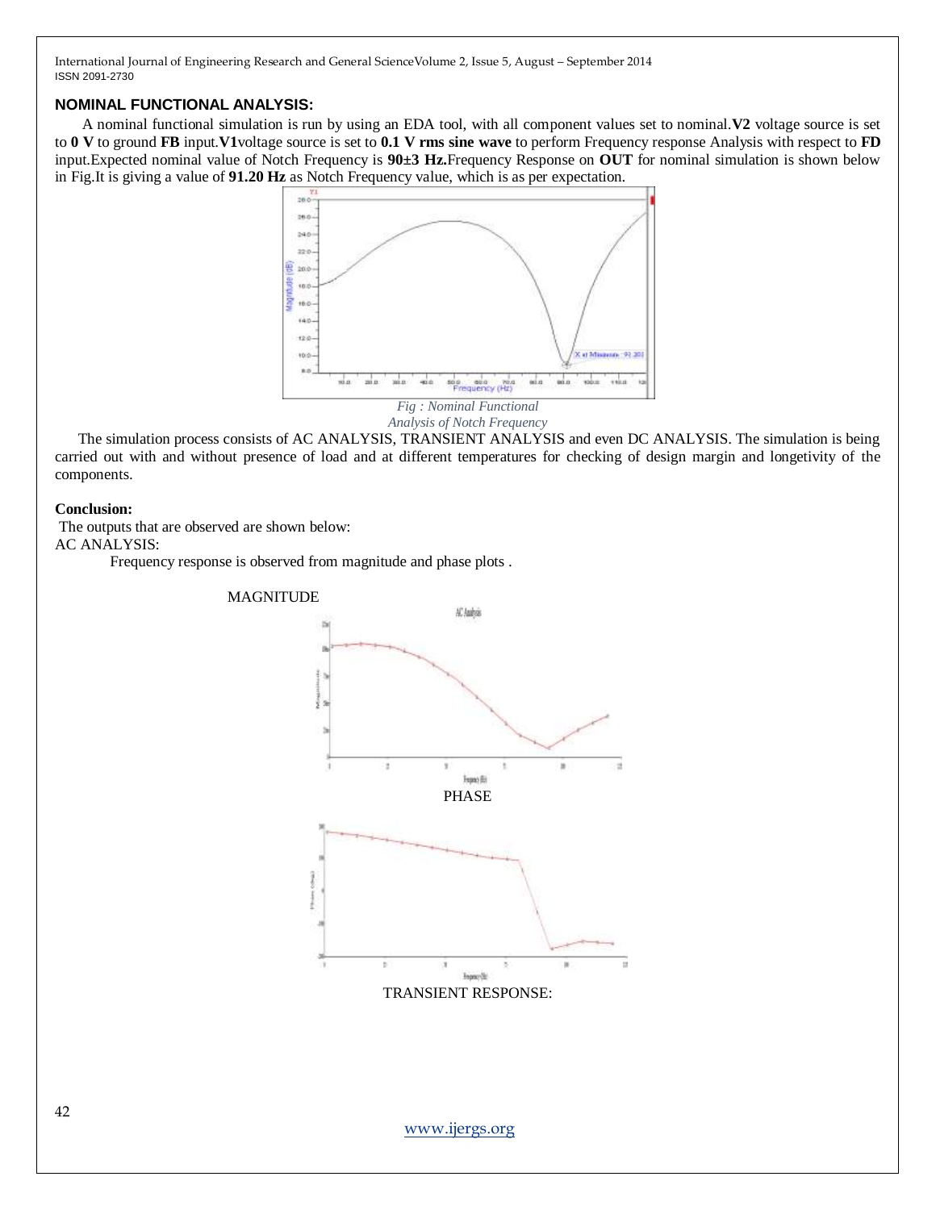## NOMINAL FUNCTIONAL ANALYSIS:

A nominal functional simulation is run by using an EDA tool, with all component values set to nominal.**V2** voltage source is set to **0 V** to ground **FB** input.**V1**voltage source is set to **0.1 V rms sine wave** to perform Frequency response Analysis with respect to **FD** input.Expected nominal value of Notch Frequency is **90±3 Hz.**Frequency Response on **OUT** for nominal simulation is shown below in Fig.It is giving a value of **91.20 Hz** as Notch Frequency value, which is as per expectation.

*Fig : Nominal Functional Analysis of Notch Frequency*

The simulation process consists of AC ANALYSIS, TRANSIENT ANALYSIS and even DC ANALYSIS. The simulation is being carried out with and without presence of load and at different temperatures for checking of design margin and longetivity of the components.

**Conclusion:**

The outputs that are observed are shown below:

AC ANALYSIS:

Frequency response is observed from magnitude and phase plots .

MAGNITUDE

PHASE

TRANSIENT RESPONSE: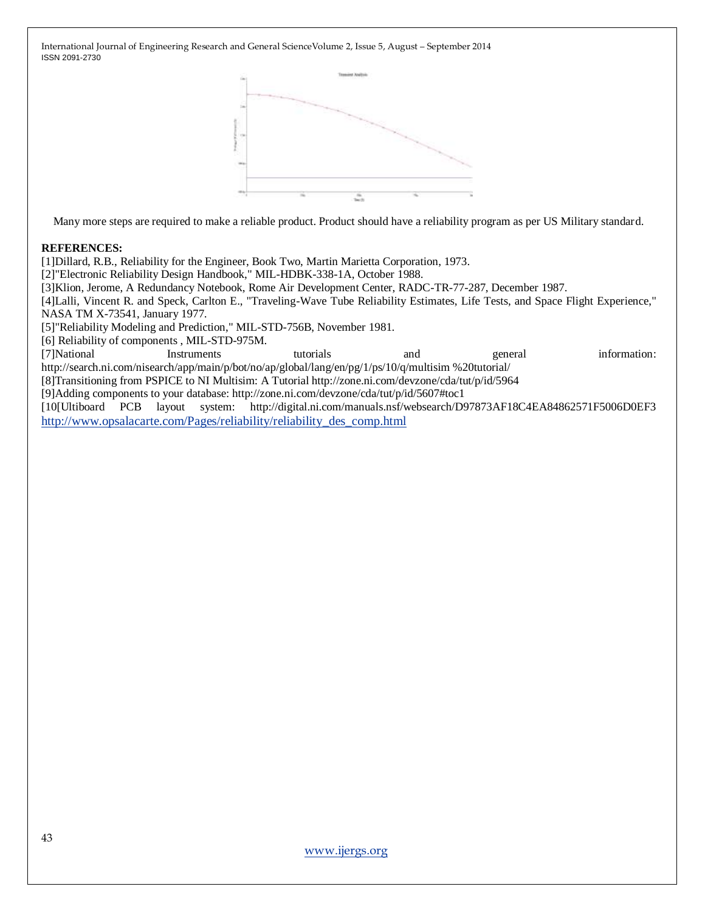Many more steps are required to make a reliable product. Product should have a reliability program as per US Military standard.

**REFERENCES:**

[1]Dillard, R.B., Reliability for the Engineer, Book Two, Martin Marietta Corporation, 1973.

[2]"Electronic Reliability Design Handbook," MIL-HDBK-338-1A, October 1988.

[3]Klion, Jerome, A Redundancy Notebook, Rome Air Development Center, RADC-TR-77-287, December 1987.

[4]Lalli, Vincent R. and Speck, Carlton E., "Traveling-Wave Tube Reliability Estimates, Life Tests, and Space Flight Experience," NASA TM X-73541, January 1977.

[5]"Reliability Modeling and Prediction," MIL-STD-756B, November 1981.

[6] Reliability of components , MIL-STD-975M.

[7]National Instruments tutorials and general information: http://search.ni.com/nisearch/app/main/p/bot/no/ap/global/lang/en/pg/1/ps/10/q/multisim %20tutorial/

[8]Transitioning from PSPICE to NI Multisim: A Tutorial http://zone.ni.com/devzone/cda/tut/p/id/5964

[9]Adding components to your database: http://zone.ni.com/devzone/cda/tut/p/id/5607#toc1

[10[Ultiboard PCB layout system: http://digital.ni.com/manuals.nsf/websearch/D97873AF18C4EA84862571F5006D0EF3 http://www.opsalacarte.com/Pages/reliability/reliability_des_comp.html